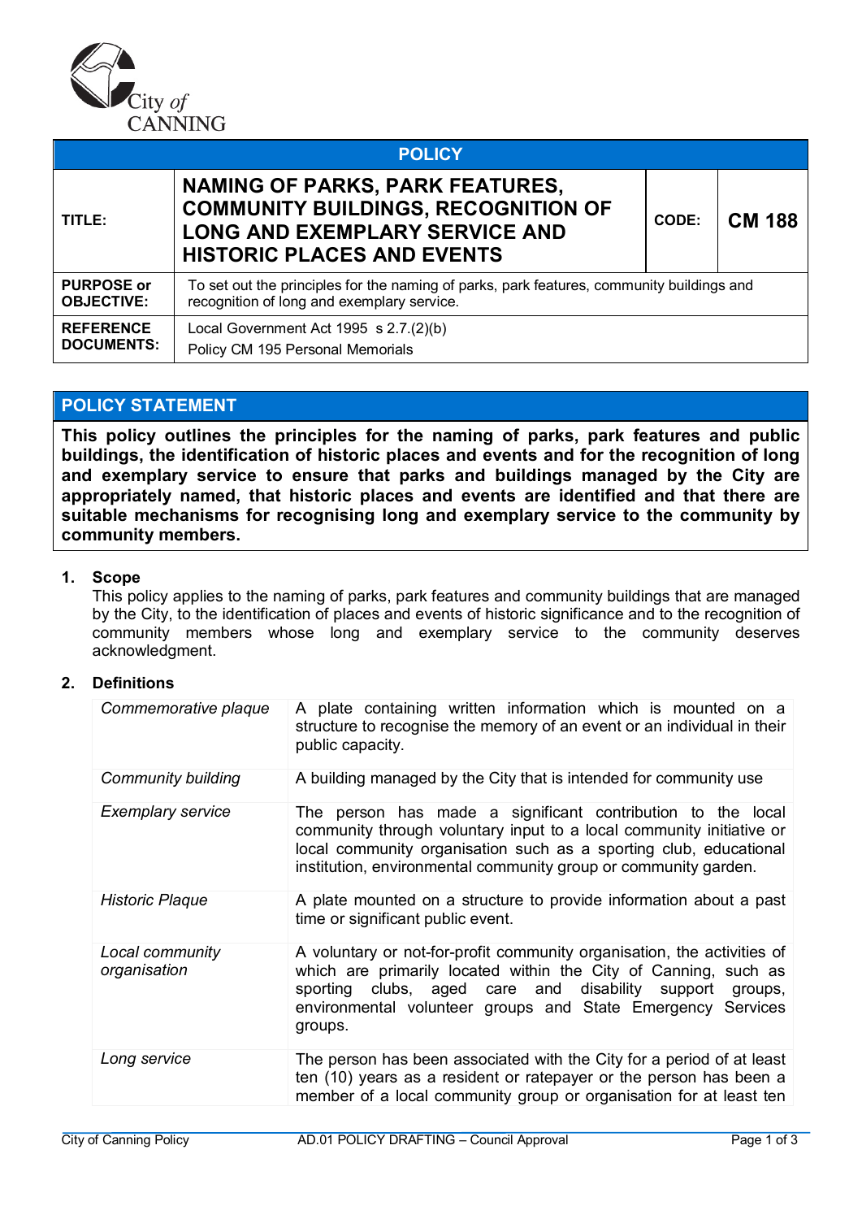City of CANNING

| POLICY | | | |
|---|---|---|---|
| **TITLE:** | **NAMING OF PARKS, PARK FEATURES, COMMUNITY BUILDINGS, RECOGNITION OF LONG AND EXEMPLARY SERVICE AND HISTORIC PLACES AND EVENTS** | **CODE:** | **CM 188** |
| **PURPOSE or OBJECTIVE:** | To set out the principles for the naming of parks, park features, community buildings and recognition of long and exemplary service. | | |
| **REFERENCE DOCUMENTS:** | Local Government Act 1995 s 2.7.(2)(b)<br>Policy CM 195 Personal Memorials | | |

## POLICY STATEMENT

**This policy outlines the principles for the naming of parks, park features and public buildings, the identification of historic places and events and for the recognition of long and exemplary service to ensure that parks and buildings managed by the City are appropriately named, that historic places and events are identified and that there are suitable mechanisms for recognising long and exemplary service to the community by community members.**

### 1. Scope

This policy applies to the naming of parks, park features and community buildings that are managed by the City, to the identification of places and events of historic significance and to the recognition of community members whose long and exemplary service to the community deserves acknowledgment.

### 2. Definitions

| | |
|---|---|
| *Commemorative plaque* | A plate containing written information which is mounted on a structure to recognise the memory of an event or an individual in their public capacity. |
| *Community building* | A building managed by the City that is intended for community use |
| *Exemplary service* | The person has made a significant contribution to the local community through voluntary input to a local community initiative or local community organisation such as a sporting club, educational institution, environmental community group or community garden. |
| *Historic Plaque* | A plate mounted on a structure to provide information about a past time or significant public event. |
| *Local community organisation* | A voluntary or not-for-profit community organisation, the activities of which are primarily located within the City of Canning, such as sporting clubs, aged care and disability support groups, environmental volunteer groups and State Emergency Services groups. |
| *Long service* | The person has been associated with the City for a period of at least ten (10) years as a resident or ratepayer or the person has been a member of a local community group or organisation for at least ten |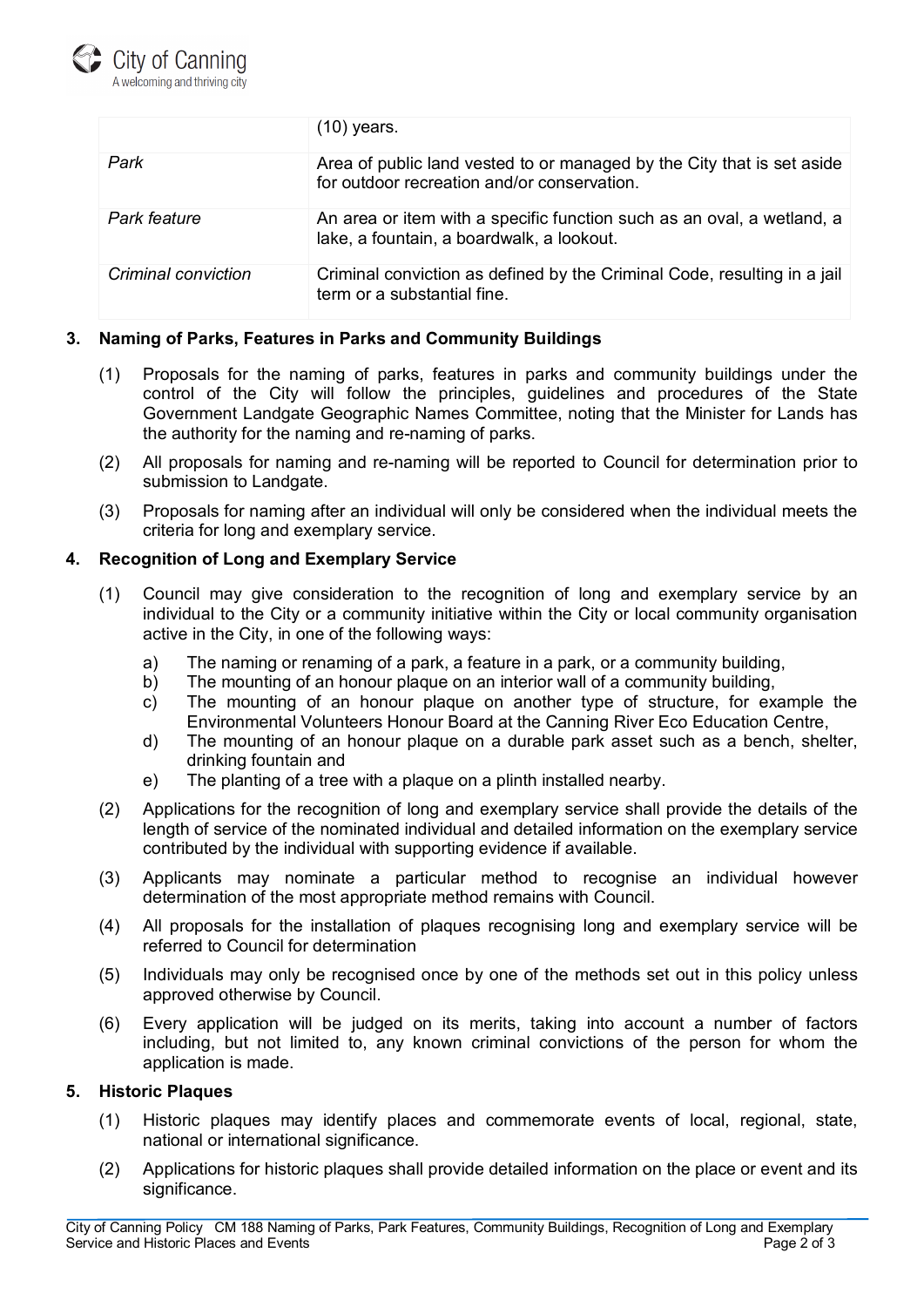|  | (10) years. |
| --- | --- |
| *Park* | Area of public land vested to or managed by the City that is set aside for outdoor recreation and/or conservation. |
| *Park feature* | An area or item with a specific function such as an oval, a wetland, a lake, a fountain, a boardwalk, a lookout. |
| *Criminal conviction* | Criminal conviction as defined by the Criminal Code, resulting in a jail term or a substantial fine. |

## 3. Naming of Parks, Features in Parks and Community Buildings

(1) Proposals for the naming of parks, features in parks and community buildings under the control of the City will follow the principles, guidelines and procedures of the State Government Landgate Geographic Names Committee, noting that the Minister for Lands has the authority for the naming and re-naming of parks.

(2) All proposals for naming and re-naming will be reported to Council for determination prior to submission to Landgate.

(3) Proposals for naming after an individual will only be considered when the individual meets the criteria for long and exemplary service.

## 4. Recognition of Long and Exemplary Service

(1) Council may give consideration to the recognition of long and exemplary service by an individual to the City or a community initiative within the City or local community organisation active in the City, in one of the following ways:

a) The naming or renaming of a park, a feature in a park, or a community building,
b) The mounting of an honour plaque on an interior wall of a community building,
c) The mounting of an honour plaque on another type of structure, for example the Environmental Volunteers Honour Board at the Canning River Eco Education Centre,
d) The mounting of an honour plaque on a durable park asset such as a bench, shelter, drinking fountain and
e) The planting of a tree with a plaque on a plinth installed nearby.

(2) Applications for the recognition of long and exemplary service shall provide the details of the length of service of the nominated individual and detailed information on the exemplary service contributed by the individual with supporting evidence if available.

(3) Applicants may nominate a particular method to recognise an individual however determination of the most appropriate method remains with Council.

(4) All proposals for the installation of plaques recognising long and exemplary service will be referred to Council for determination

(5) Individuals may only be recognised once by one of the methods set out in this policy unless approved otherwise by Council.

(6) Every application will be judged on its merits, taking into account a number of factors including, but not limited to, any known criminal convictions of the person for whom the application is made.

## 5. Historic Plaques

(1) Historic plaques may identify places and commemorate events of local, regional, state, national or international significance.

(2) Applications for historic plaques shall provide detailed information on the place or event and its significance.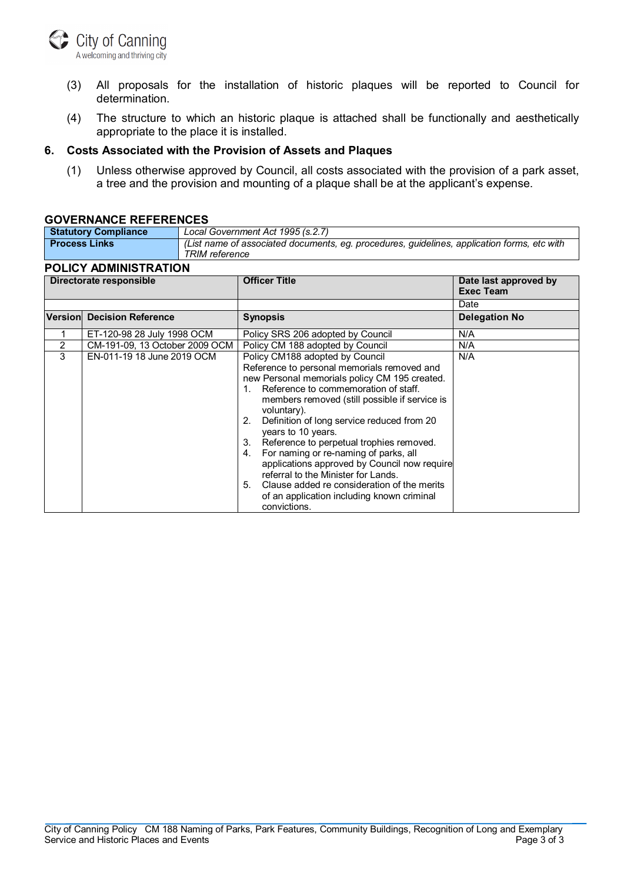(3) All proposals for the installation of historic plaques will be reported to Council for determination.

(4) The structure to which an historic plaque is attached shall be functionally and aesthetically appropriate to the place it is installed.

## 6. Costs Associated with the Provision of Assets and Plaques

(1) Unless otherwise approved by Council, all costs associated with the provision of a park asset, a tree and the provision and mounting of a plaque shall be at the applicant's expense.

## GOVERNANCE REFERENCES

| | |
|---|---|
| **Statutory Compliance** | *Local Government Act 1995 (s.2.7)* |
| **Process Links** | *(List name of associated documents, eg. procedures, guidelines, application forms, etc with TRIM reference* |

## POLICY ADMINISTRATION

| Directorate responsible | | Officer Title | Date last approved by Exec Team |
|---|---|---|---|
| | | | Date |
| **Version** | **Decision Reference** | **Synopsis** | **Delegation No** |
| 1 | ET-120-98 28 July 1998 OCM | Policy SRS 206 adopted by Council | N/A |
| 2 | CM-191-09, 13 October 2009 OCM | Policy CM 188 adopted by Council | N/A |
| 3 | EN-011-19 18 June 2019 OCM | Policy CM188 adopted by Council<br>Reference to personal memorials removed and new Personal memorials policy CM 195 created.<br>1. Reference to commemoration of staff. members removed (still possible if service is voluntary).<br>2. Definition of long service reduced from 20 years to 10 years.<br>3. Reference to perpetual trophies removed.<br>4. For naming or re-naming of parks, all applications approved by Council now require referral to the Minister for Lands.<br>5. Clause added re consideration of the merits of an application including known criminal convictions. | N/A |